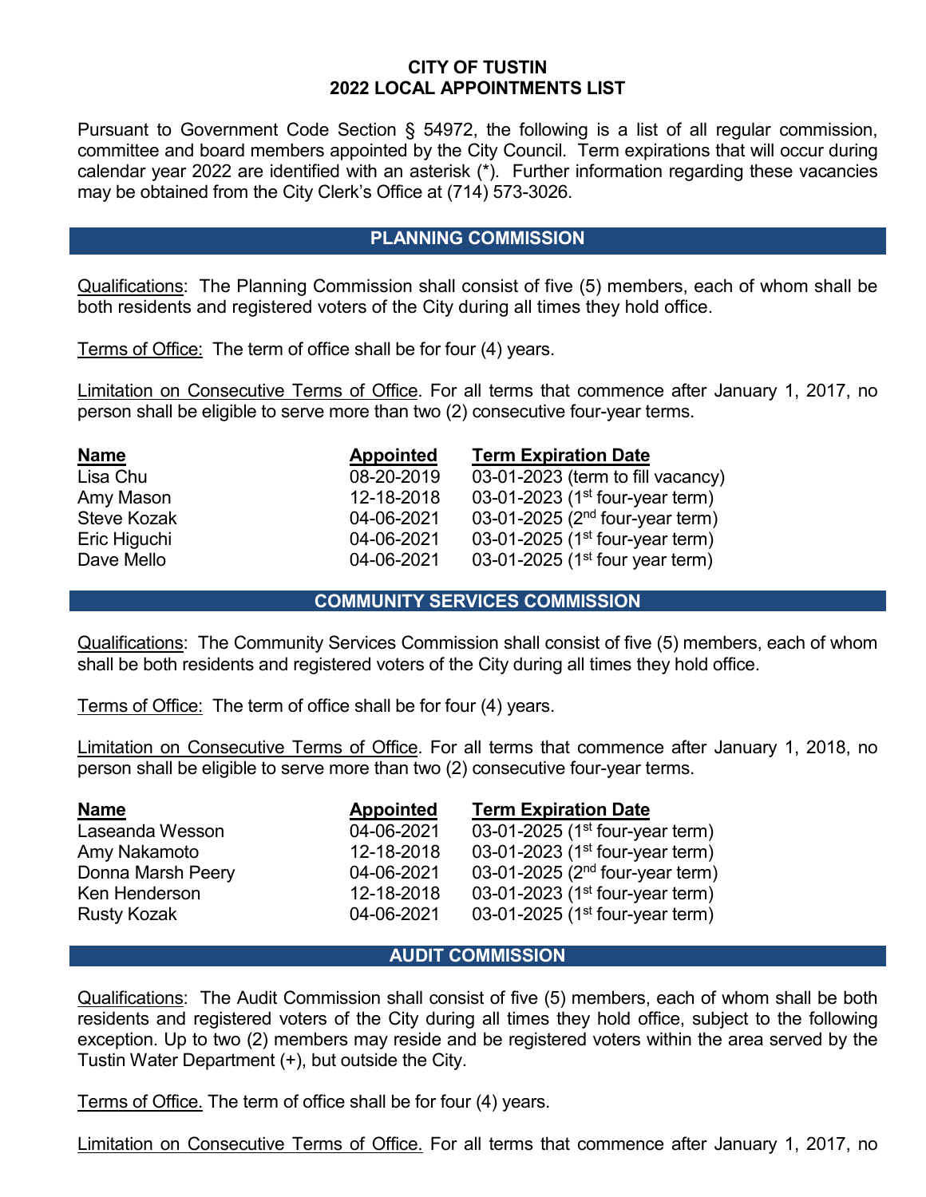# CITY OF TUSTIN
# 2022 LOCAL APPOINTMENTS LIST

Pursuant to Government Code Section § 54972, the following is a list of all regular commission, committee and board members appointed by the City Council. Term expirations that will occur during calendar year 2022 are identified with an asterisk (*). Further information regarding these vacancies may be obtained from the City Clerk's Office at (714) 573-3026.

## PLANNING COMMISSION

Qualifications: The Planning Commission shall consist of five (5) members, each of whom shall be both residents and registered voters of the City during all times they hold office.

Terms of Office: The term of office shall be for four (4) years.

Limitation on Consecutive Terms of Office. For all terms that commence after January 1, 2017, no person shall be eligible to serve more than two (2) consecutive four-year terms.

| Name | Appointed | Term Expiration Date |
|---|---|---|
| Lisa Chu | 08-20-2019 | 03-01-2023 (term to fill vacancy) |
| Amy Mason | 12-18-2018 | 03-01-2023 (1st four-year term) |
| Steve Kozak | 04-06-2021 | 03-01-2025 (2nd four-year term) |
| Eric Higuchi | 04-06-2021 | 03-01-2025 (1st four-year term) |
| Dave Mello | 04-06-2021 | 03-01-2025 (1st four year term) |

## COMMUNITY SERVICES COMMISSION

Qualifications: The Community Services Commission shall consist of five (5) members, each of whom shall be both residents and registered voters of the City during all times they hold office.

Terms of Office: The term of office shall be for four (4) years.

Limitation on Consecutive Terms of Office. For all terms that commence after January 1, 2018, no person shall be eligible to serve more than two (2) consecutive four-year terms.

| Name | Appointed | Term Expiration Date |
|---|---|---|
| Laseanda Wesson | 04-06-2021 | 03-01-2025 (1st four-year term) |
| Amy Nakamoto | 12-18-2018 | 03-01-2023 (1st four-year term) |
| Donna Marsh Peery | 04-06-2021 | 03-01-2025 (2nd four-year term) |
| Ken Henderson | 12-18-2018 | 03-01-2023 (1st four-year term) |
| Rusty Kozak | 04-06-2021 | 03-01-2025 (1st four-year term) |

## AUDIT COMMISSION

Qualifications: The Audit Commission shall consist of five (5) members, each of whom shall be both residents and registered voters of the City during all times they hold office, subject to the following exception. Up to two (2) members may reside and be registered voters within the area served by the Tustin Water Department (+), but outside the City.

Terms of Office. The term of office shall be for four (4) years.

Limitation on Consecutive Terms of Office. For all terms that commence after January 1, 2017, no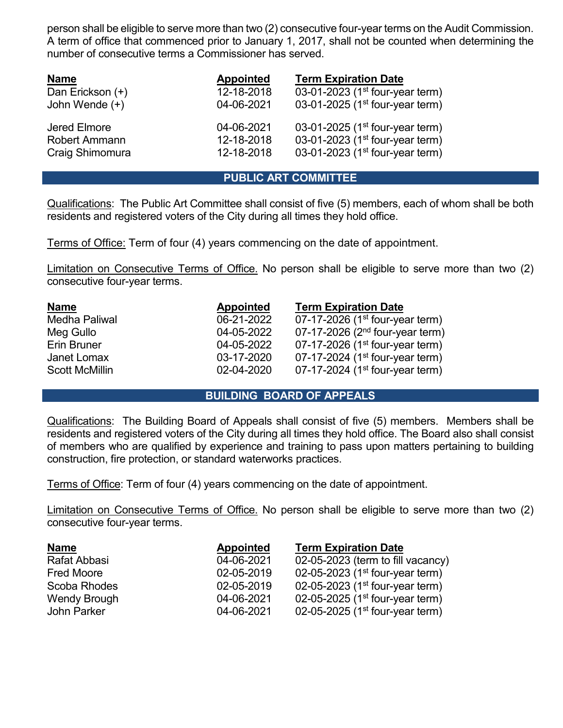person shall be eligible to serve more than two (2) consecutive four-year terms on the Audit Commission. A term of office that commenced prior to January 1, 2017, shall not be counted when determining the number of consecutive terms a Commissioner has served.

| Name | Appointed | Term Expiration Date |
|---|---|---|
| Dan Erickson (+) | 12-18-2018 | 03-01-2023 (1st four-year term) |
| John Wende (+) | 04-06-2021 | 03-01-2025 (1st four-year term) |
| Jered Elmore | 04-06-2021 | 03-01-2025 (1st four-year term) |
| Robert Ammann | 12-18-2018 | 03-01-2023 (1st four-year term) |
| Craig Shimomura | 12-18-2018 | 03-01-2023 (1st four-year term) |

## PUBLIC ART COMMITTEE

Qualifications: The Public Art Committee shall consist of five (5) members, each of whom shall be both residents and registered voters of the City during all times they hold office.

Terms of Office: Term of four (4) years commencing on the date of appointment.

Limitation on Consecutive Terms of Office. No person shall be eligible to serve more than two (2) consecutive four-year terms.

| Name | Appointed | Term Expiration Date |
|---|---|---|
| Medha Paliwal | 06-21-2022 | 07-17-2026 (1st four-year term) |
| Meg Gullo | 04-05-2022 | 07-17-2026 (2nd four-year term) |
| Erin Bruner | 04-05-2022 | 07-17-2026 (1st four-year term) |
| Janet Lomax | 03-17-2020 | 07-17-2024 (1st four-year term) |
| Scott McMillin | 02-04-2020 | 07-17-2024 (1st four-year term) |

## BUILDING BOARD OF APPEALS

Qualifications: The Building Board of Appeals shall consist of five (5) members. Members shall be residents and registered voters of the City during all times they hold office. The Board also shall consist of members who are qualified by experience and training to pass upon matters pertaining to building construction, fire protection, or standard waterworks practices.

Terms of Office: Term of four (4) years commencing on the date of appointment.

Limitation on Consecutive Terms of Office. No person shall be eligible to serve more than two (2) consecutive four-year terms.

| Name | Appointed | Term Expiration Date |
|---|---|---|
| Rafat Abbasi | 04-06-2021 | 02-05-2023 (term to fill vacancy) |
| Fred Moore | 02-05-2019 | 02-05-2023 (1st four-year term) |
| Scoba Rhodes | 02-05-2019 | 02-05-2023 (1st four-year term) |
| Wendy Brough | 04-06-2021 | 02-05-2025 (1st four-year term) |
| John Parker | 04-06-2021 | 02-05-2025 (1st four-year term) |